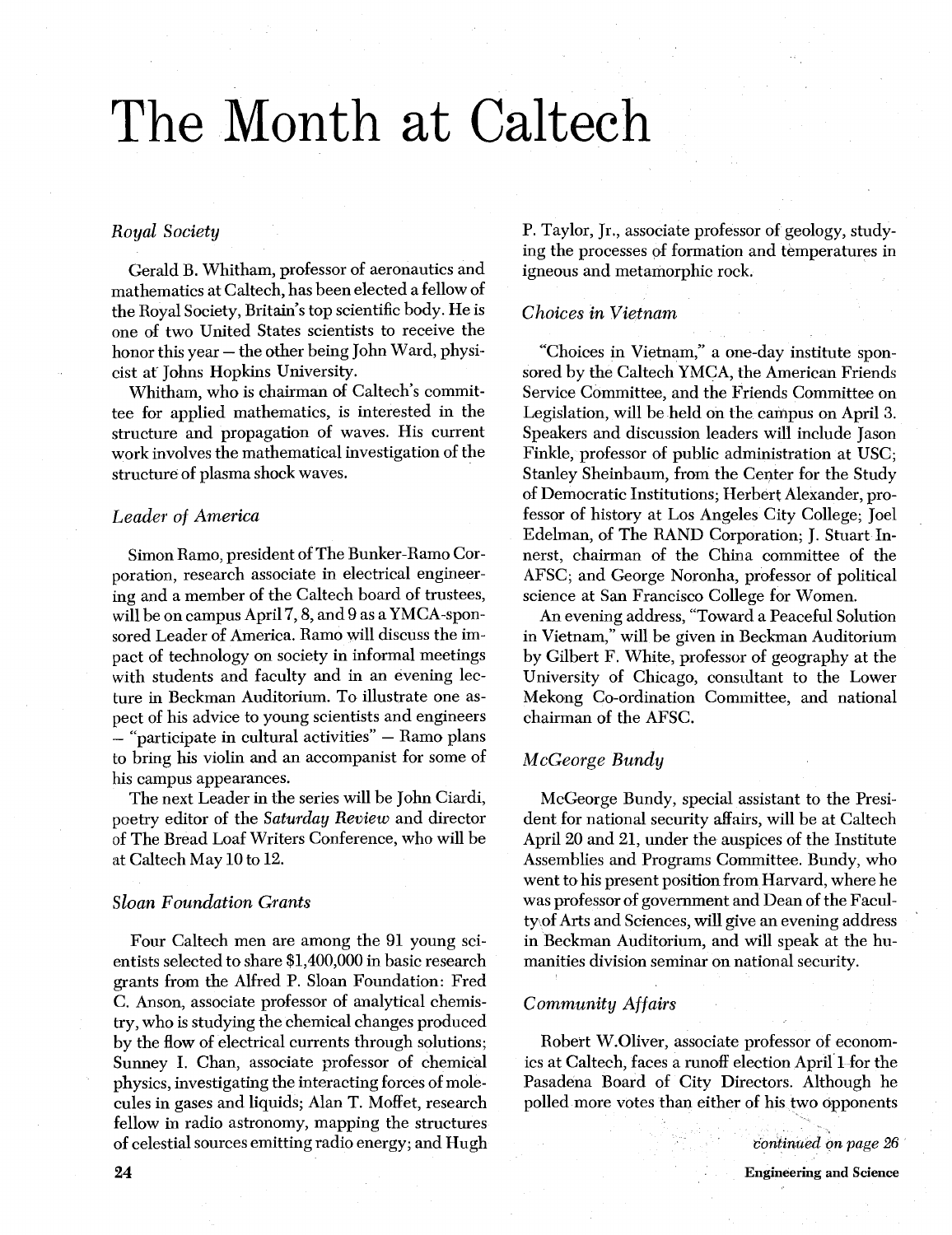# The Month at Caltech

### *Royal Society*

Gerald B. Whitham, professor of aeronautics and mathematics at Caltech, has been elected a fellow of the Royal Society, Britain's top scientific body. He is one of two United States scientists to receive the honor this year – the other being John Ward, physicist at Johns Hopkins University.

Whitham, who is chairman of Caltech's committee for applied mathematics, is interested in the structure and propagation of waves. His current work involves the mathematical investigation of the structure of plasma shock waves.

### *Leader of America*

Simon Ramo, president of The Bunker-Ramo Corporation, research associate in electrical engineering and a member of the Caltech board of trustees, will be on campus April 7, 8, and 9 as a YMCA-sponsored Leader of America. Ramo will discuss the impact of technology on society in informal meetings with students and faculty and in an evening lecture in Beckman Auditorium. To illustrate one aspect of his advice to young scientists and engineers – "participate in cultural activities" – Ramo plans to bring his violin and an accompanist for some of his campus appearances.

The next Leader in the series will be John Ciardi, poetry editor of the *Saturday Review* and director of The Bread Loaf Writers Conference, who will be at Caltech May 10 to 12.

### *Sloan Foundation Grants*

Four Caltech men are among the 91 young scientists selected to share $1,400,000 in basic research grants from the Alfred P. Sloan Foundation: Fred C. Anson, associate professor of analytical chemistry, who is studying the chemical changes produced by the flow of electrical currents through solutions; Sunney I. Chan, associate professor of chemical physics, investigating the interacting forces of molecules in gases and liquids; Alan T. Moffet, research fellow in radio astronomy, mapping the structures of celestial sources emitting radio energy; and Hugh P. Taylor, Jr., associate professor of geology, studying the processes of formation and temperatures in igneous and metamorphic rock.

### *Choices in Vietnam*

"Choices in Vietnam," a one-day institute sponsored by the Caltech YMCA, the American Friends Service Committee, and the Friends Committee on Legislation, will be held on the campus on April 3. Speakers and discussion leaders will include Jason Finkle, professor of public administration at USC; Stanley Sheinbaum, from the Center for the Study of Democratic Institutions; Herbert Alexander, professor of history at Los Angeles City College; Joel Edelman, of The RAND Corporation; J. Stuart Innerst, chairman of the China committee of the AFSC; and George Noronha, professor of political science at San Francisco College for Women.

An evening address, "Toward a Peaceful Solution in Vietnam," will be given in Beckman Auditorium by Gilbert F. White, professor of geography at the University of Chicago, consultant to the Lower Mekong Co-ordination Committee, and national chairman of the AFSC.

### *McGeorge Bundy*

McGeorge Bundy, special assistant to the President for national security affairs, will be at Caltech April 20 and 21, under the auspices of the Institute Assemblies and Programs Committee. Bundy, who went to his present position from Harvard, where he was professor of government and Dean of the Faculty of Arts and Sciences, will give an evening address in Beckman Auditorium, and will speak at the humanities division seminar on national security.

### *Community Affairs*

Robert W. Oliver, associate professor of economics at Caltech, faces a runoff election April 1 for the Pasadena Board of City Directors. Although he polled more votes than either of his two opponents

*continued on page 26*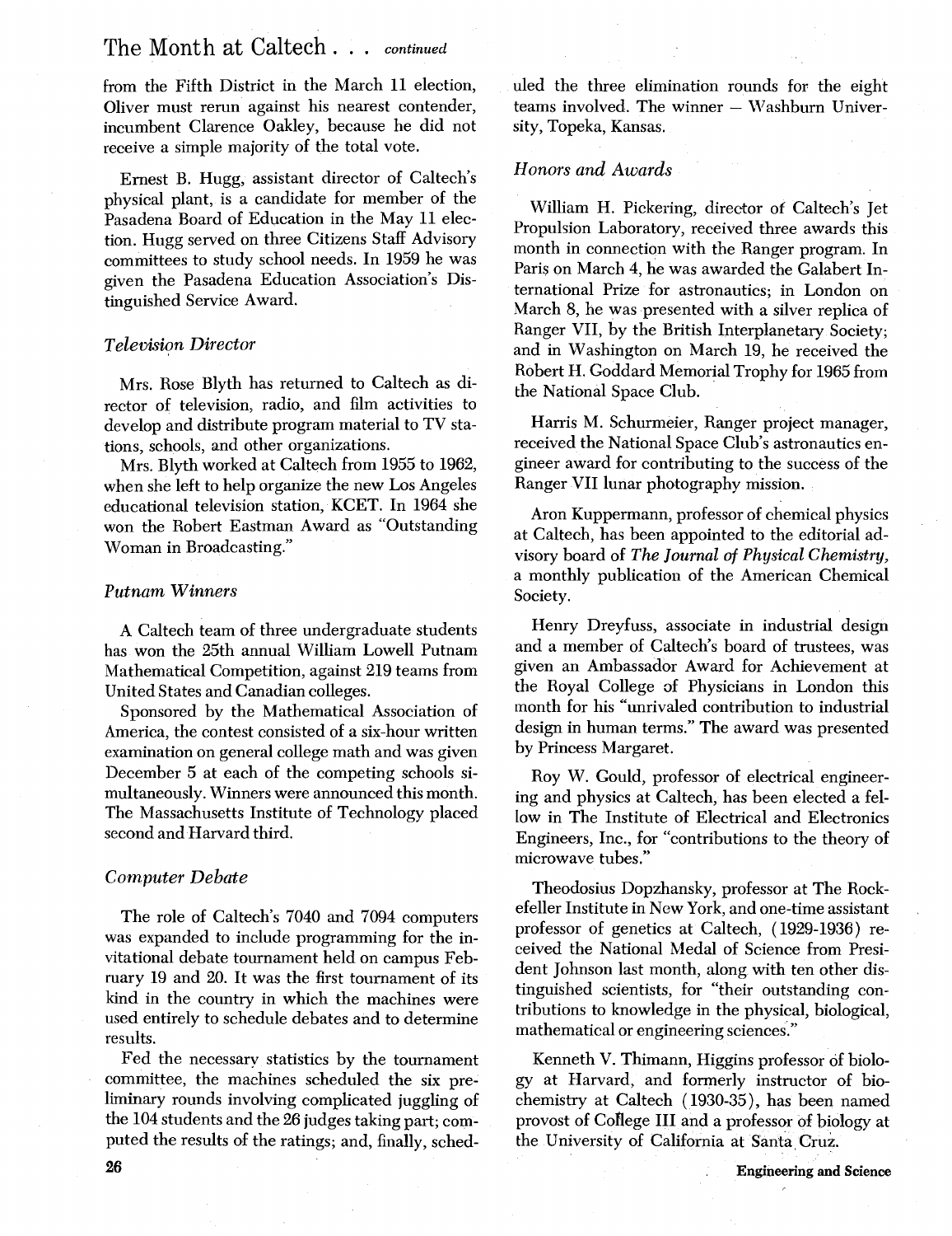from the Fifth District in the March 11 election, Oliver must rerun against his nearest contender, incumbent Clarence Oakley, because he did not receive a simple majority of the total vote.

Ernest B. Hugg, assistant director of Caltech's physical plant, is a candidate for member of the Pasadena Board of Education in the May 11 election. Hugg served on three Citizens Staff Advisory committees to study school needs. In 1959 he was given the Pasadena Education Association's Distinguished Service Award.

### *Television Director*

Mrs. Rose Blyth has returned to Caltech as director of television, radio, and film activities to develop and distribute program material to TV stations, schools, and other organizations.

Mrs. Blyth worked at Caltech from 1955 to 1962, when she left to help organize the new Los Angeles educational television station, KCET. In 1964 she won the Robert Eastman Award as "Outstanding Woman in Broadcasting."

### *Putnam Winners*

A Caltech team of three undergraduate students has won the 25th annual William Lowell Putnam Mathematical Competition, against 219 teams from United States and Canadian colleges.

Sponsored by the Mathematical Association of America, the contest consisted of a six-hour written examination on general college math and was given December 5 at each of the competing schools simultaneously. Winners were announced this month. The Massachusetts Institute of Technology placed second and Harvard third.

### *Computer Debate*

The role of Caltech's 7040 and 7094 computers was expanded to include programming for the invitational debate tournament held on campus February 19 and 20. It was the first tournament of its kind in the country in which the machines were used entirely to schedule debates and to determine results.

Fed the necessary statistics by the tournament committee, the machines scheduled the six preliminary rounds involving complicated juggling of the 104 students and the 26 judges taking part; computed the results of the ratings; and, finally, scheduled the three elimination rounds for the eight teams involved. The winner — Washburn University, Topeka, Kansas.

### *Honors and Awards*

William H. Pickering, director of Caltech's Jet Propulsion Laboratory, received three awards this month in connection with the Ranger program. In Paris on March 4, he was awarded the Galabert International Prize for astronautics; in London on March 8, he was presented with a silver replica of Ranger VII, by the British Interplanetary Society; and in Washington on March 19, he received the Robert H. Goddard Memorial Trophy for 1965 from the National Space Club.

Harris M. Schurmeier, Ranger project manager, received the National Space Club's astronautics engineer award for contributing to the success of the Ranger VII lunar photography mission.

Aron Kuppermann, professor of chemical physics at Caltech, has been appointed to the editorial advisory board of *The Journal of Physical Chemistry*, a monthly publication of the American Chemical Society.

Henry Dreyfuss, associate in industrial design and a member of Caltech's board of trustees, was given an Ambassador Award for Achievement at the Royal College of Physicians in London this month for his "unrivaled contribution to industrial design in human terms." The award was presented by Princess Margaret.

Roy W. Gould, professor of electrical engineering and physics at Caltech, has been elected a fellow in The Institute of Electrical and Electronics Engineers, Inc., for "contributions to the theory of microwave tubes."

Theodosius Dopzhansky, professor at The Rockefeller Institute in New York, and one-time assistant professor of genetics at Caltech, (1929-1936) received the National Medal of Science from President Johnson last month, along with ten other distinguished scientists, for "their outstanding contributions to knowledge in the physical, biological, mathematical or engineering sciences."

Kenneth V. Thimann, Higgins professor of biology at Harvard, and formerly instructor of biochemistry at Caltech (1930-35), has been named provost of College III and a professor of biology at the University of California at Santa Cruz.